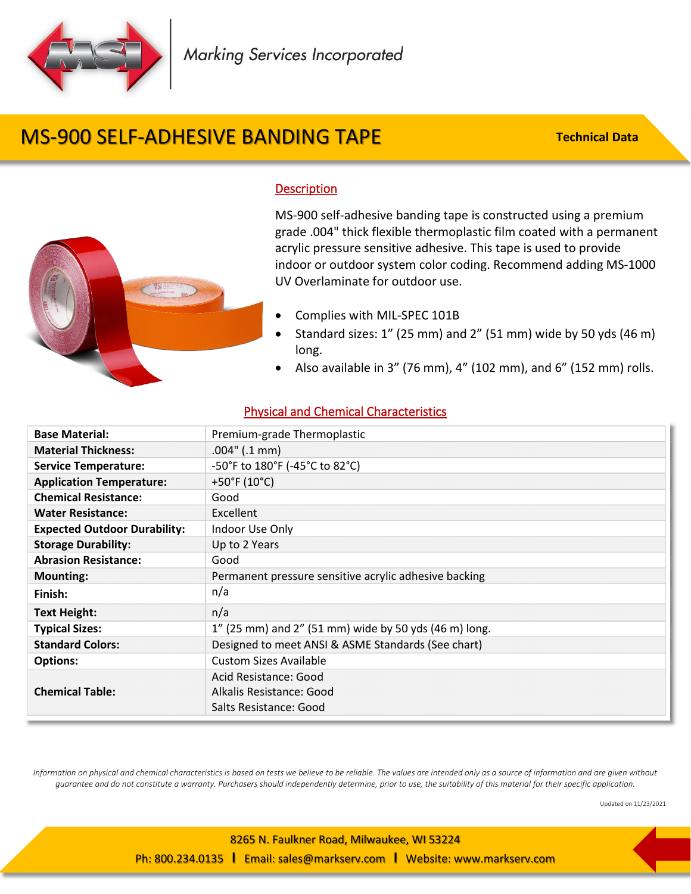Marking Services Incorporated

# MS-900 SELF-ADHESIVE BANDING TAPE

**Technical Data**

## Description

MS-900 self-adhesive banding tape is constructed using a premium grade .004" thick flexible thermoplastic film coated with a permanent acrylic pressure sensitive adhesive. This tape is used to provide indoor or outdoor system color coding. Recommend adding MS-1000 UV Overlaminate for outdoor use.

- Complies with MIL-SPEC 101B
- Standard sizes: 1" (25 mm) and 2" (51 mm) wide by 50 yds (46 m) long.
- Also available in 3" (76 mm), 4" (102 mm), and 6" (152 mm) rolls.

## Physical and Chemical Characteristics

| | |
|---|---|
| **Base Material:** | Premium-grade Thermoplastic |
| **Material Thickness:** | .004" (.1 mm) |
| **Service Temperature:** | -50°F to 180°F (-45°C to 82°C) |
| **Application Temperature:** | +50°F (10°C) |
| **Chemical Resistance:** | Good |
| **Water Resistance:** | Excellent |
| **Expected Outdoor Durability:** | Indoor Use Only |
| **Storage Durability:** | Up to 2 Years |
| **Abrasion Resistance:** | Good |
| **Mounting:** | Permanent pressure sensitive acrylic adhesive backing |
| **Finish:** | n/a |
| **Text Height:** | n/a |
| **Typical Sizes:** | 1" (25 mm) and 2" (51 mm) wide by 50 yds (46 m) long. |
| **Standard Colors:** | Designed to meet ANSI & ASME Standards (See chart) |
| **Options:** | Custom Sizes Available |
| **Chemical Table:** | Acid Resistance: Good<br>Alkalis Resistance: Good<br>Salts Resistance: Good |

*Information on physical and chemical characteristics is based on tests we believe to be reliable. The values are intended only as a source of information and are given without guarantee and do not constitute a warranty. Purchasers should independently determine, prior to use, the suitability of this material for their specific application.*

Updated on 11/23/2021

8265 N. Faulkner Road, Milwaukee, WI 53224

Ph: 800.234.0135 | Email: sales@markserv.com | Website: www.markserv.com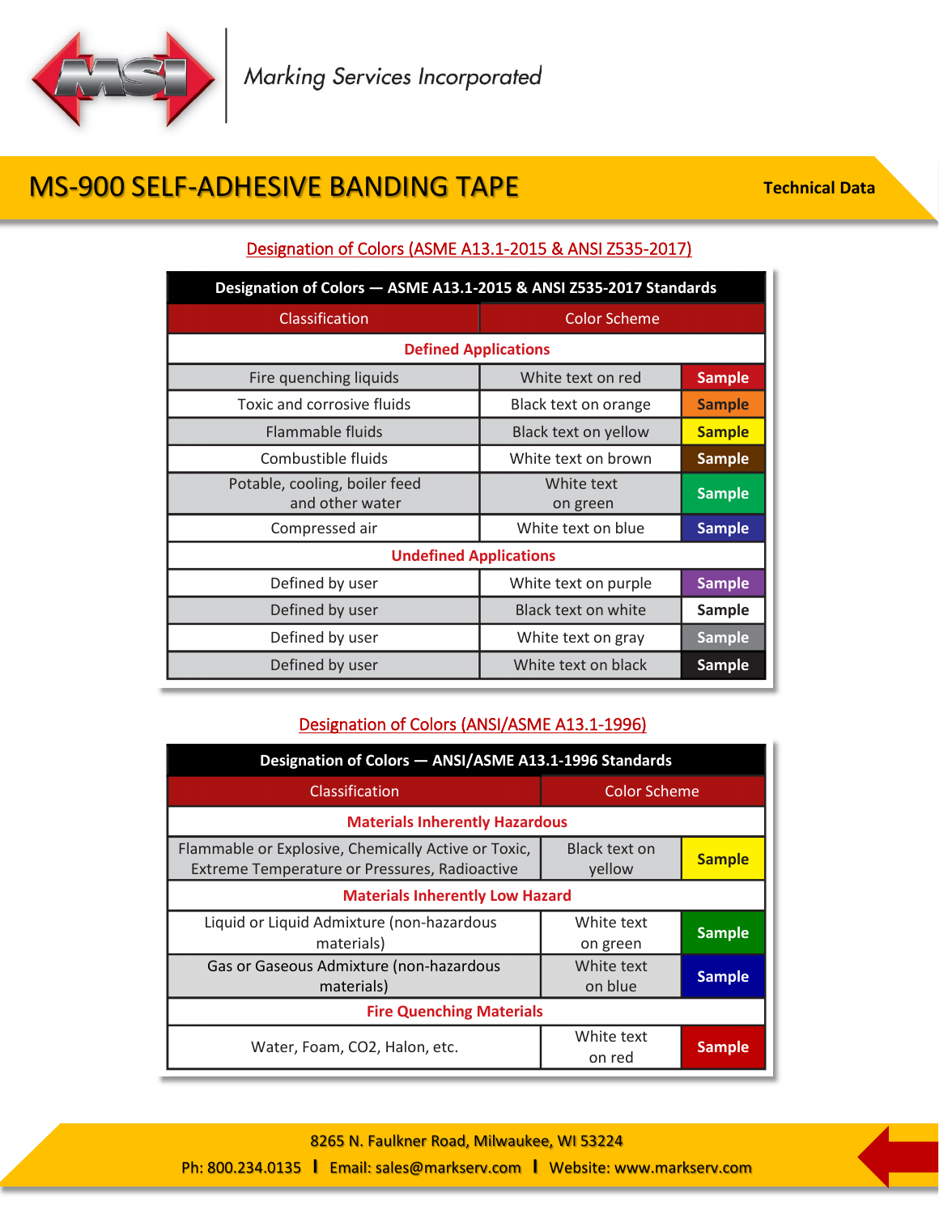Marking Services Incorporated

# MS-900 SELF-ADHESIVE BANDING TAPE

**Technical Data**

## Designation of Colors (ASME A13.1-2015 & ANSI Z535-2017)

| Designation of Colors — ASME A13.1-2015 & ANSI Z535-2017 Standards | | |
|---|---|---|
| Classification | Color Scheme | |
| **Defined Applications** | | |
| Fire quenching liquids | White text on red | Sample |
| Toxic and corrosive fluids | Black text on orange | Sample |
| Flammable fluids | Black text on yellow | Sample |
| Combustible fluids | White text on brown | Sample |
| Potable, cooling, boiler feed and other water | White text on green | Sample |
| Compressed air | White text on blue | Sample |
| **Undefined Applications** | | |
| Defined by user | White text on purple | Sample |
| Defined by user | Black text on white | Sample |
| Defined by user | White text on gray | Sample |
| Defined by user | White text on black | Sample |

## Designation of Colors (ANSI/ASME A13.1-1996)

| Designation of Colors — ANSI/ASME A13.1-1996 Standards | | |
|---|---|---|
| Classification | Color Scheme | |
| **Materials Inherently Hazardous** | | |
| Flammable or Explosive, Chemically Active or Toxic, Extreme Temperature or Pressures, Radioactive | Black text on yellow | Sample |
| **Materials Inherently Low Hazard** | | |
| Liquid or Liquid Admixture (non-hazardous materials) | White text on green | Sample |
| Gas or Gaseous Admixture (non-hazardous materials) | White text on blue | Sample |
| **Fire Quenching Materials** | | |
| Water, Foam, CO2, Halon, etc. | White text on red | Sample |

8265 N. Faulkner Road, Milwaukee, WI 53224

Ph: 800.234.0135 | Email: sales@markserv.com | Website: www.markserv.com